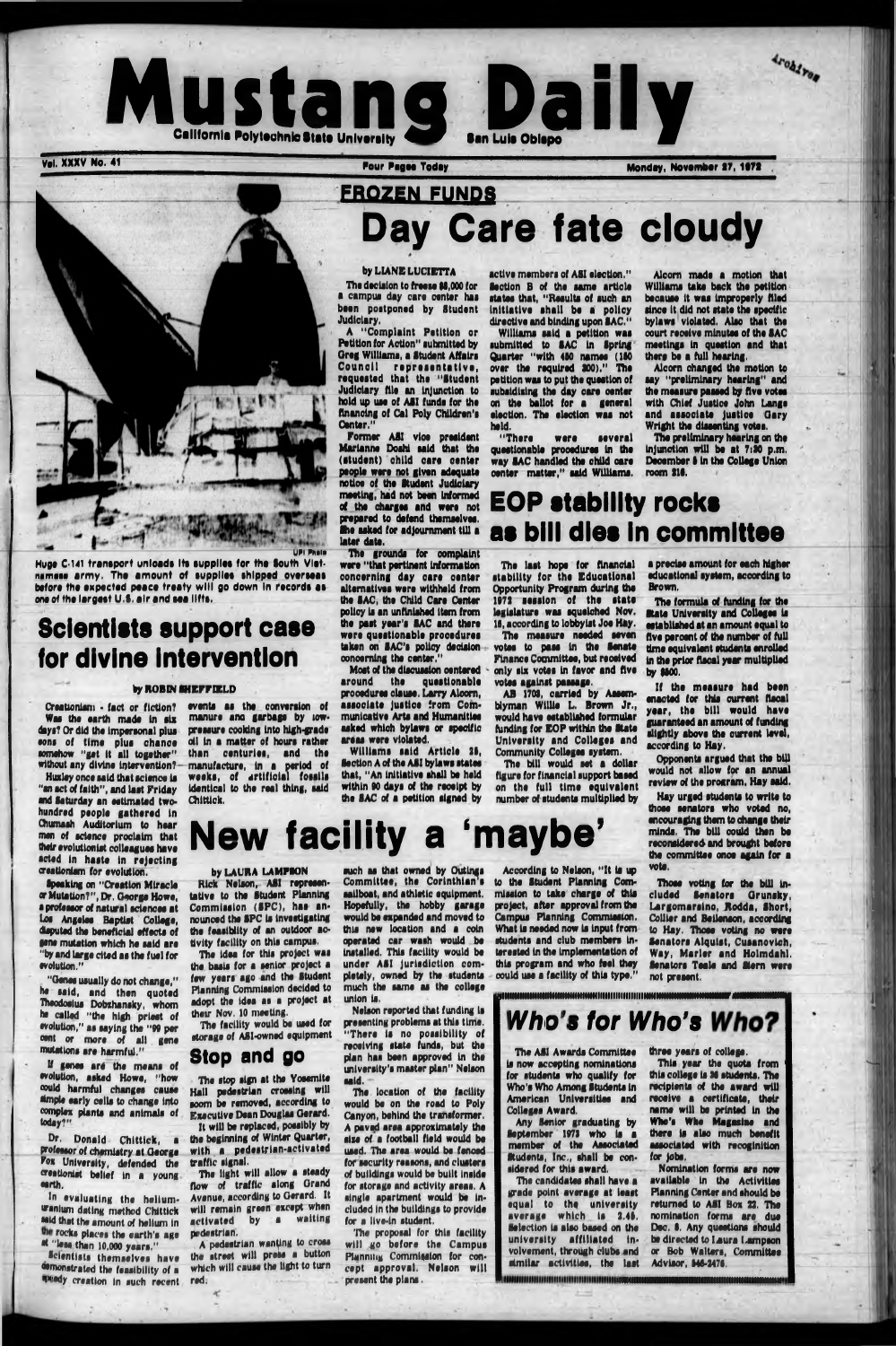# Mustang Daily

California Polytechnic State University San Luis Obispo

Vol. XXXV No. 41 — Four Pages Today — Monday, November 27, 1972

Huge C-141 transport unloads its supplies for the South Vietnamese army. The amount of supplies shipped overseas before the expected peace treaty will go down in records as one of the largest U.S. air and sea lifts.

UPI Photo

## FROZEN FUNDS

# Day Care fate cloudy

by LIANE LUCIETTA

The decision to freeze $8,000 for a campus day care center has been postponed by Student Judiciary.

A "Complaint Petition or Petition for Action" submitted by Greg Williams, a Student Affairs Council representative, requested that the "Student Judiciary file an injunction to hold up use of ASI funds for the financing of Cal Poly Children's Center."

Former ASI vice president Marianne Doshi said that the (student) child care center people were not given adequate notice of the Student Judiciary meeting, had not been informed of the charges and were not prepared to defend themselves. She asked for adjournment till a later date.

The grounds for complaint were "that pertinent information concerning day care center alternatives were withheld from the SAC, the Child Care Center policy is an unfinished item from the past year's SAC and there were questionable procedures taken on SAC's policy decision concerning the center."

Most of the discussion centered around the questionable procedures clause. Larry Alcorn, associate justice from Communicative Arts and Humanities asked which bylaws or specific areas were violated.

Williams said Article 28, Section A of the ASI bylaws states that, "An initiative shall be held within 90 days of the receipt by the SAC of a petition signed by active members of ASI election." Section B of the same article states that, "Results of such an initiative shall be a policy directive and binding upon SAC."

Williams said a petition was submitted to SAC in Spring Quarter "with 450 names (150 over the required 300)." The petition was to put the question of subsidizing the day care center on the ballot for a general election. The election was not held.

"There were several questionable procedures in the way SAC handled the child care center matter," said Williams.

Alcorn made a motion that Williams take back the petition because it was improperly filed since it did not state the specific bylaws violated. Also that the court receive minutes of the SAC meetings in question and that there be a full hearing.

Alcorn changed the motion to say "preliminary hearing" and the measure passed by five votes with Chief Justice John Lange and associate justice Gary Wright the dissenting votes.

The preliminary hearing on the injunction will be at 7:30 p.m. December 5 in the College Union room 216.

## Scientists support case for divine intervention

by ROBIN SHEFFIELD

Creationism - fact or fiction? Was the earth made in six days? Or did the impersonal plus eons of time plus chance somehow "get it all together" without any divine intervention?

Huxley once said that science is "an act of faith", and last Friday and Saturday an estimated two-hundred people gathered in Chumash Auditorium to hear men of science proclaim that their evolutionist colleagues have acted in haste in rejecting creationism for evolution.

Speaking on "Creation Miracle or Mutation?", Dr. George Howe, a professor of natural sciences at Los Angeles Baptist College, disputed the beneficial effects of gene mutation which he said are "by and large cited as the fuel for evolution."

"Genes usually do not change," he said, and then quoted Theodosius Dobzhansky, whom he called "the high priest of evolution," as saying the "99 per cent or more of all gene mutations are harmful."

If genes are the means of evolution, asked Howe, "how could harmful changes cause simple early cells to change into complex plants and animals of today?"

Dr. Donald Chittick, a professor of chemistry at George Fox University, defended the creationist belief in a young earth.

In evaluating the helium-uranium dating method Chittick said that the amount of helium in the rocks places the earth's age at "less than 10,000 years."

Scientists themselves have demonstrated the feasibility of a speedy creation in such recent events as the conversion of manure and garbage by low-pressure cooking into high-grade oil in a matter of hours rather than centuries, and the manufacture, in a period of weeks, of artificial fossils identical to the real thing, said Chittick.

## EOP stability rocks as bill dies in committee

The last hope for financial stability for the Educational Opportunity Program during the 1972 session of the state legislature was squelched Nov. 16, according to lobbyist Joe Hay.

The measure needed seven votes to pass in the Senate Finance Committee, but received only six votes in favor and five votes against passage.

AB 1703, carried by Assemblyman Willie L. Brown Jr., would have established formular funding for EOP within the State University and Colleges and Community Colleges system.

The bill would set a dollar figure for financial support based on the full time equivalent number of students multiplied by a precise amount for each higher educational system, according to Brown.

The formula of funding for the State University and Colleges is established at an amount equal to five percent of the number of full time equivalent students enrolled in the prior fiscal year multiplied by $600.

If the measure had been enacted for this current fiscal year, the bill would have guaranteed an amount of funding slightly above the current level, according to Hay.

Opponents argued that the bill would not allow for an annual review of the program, Hay said.

Hay urged students to write to those senators who voted no, encouraging them to change their minds. The bill could then be reconsidered and brought before the committee once again for a vote.

Those voting for the bill included Senators Grunsky, Largomarsino, Rodda, Short, Collier and Beilenson, according to Hay. Those voting no were Senators Alquist, Cusanovich, Way, Marler and Holmdahl. Senators Teale and Stern were not present.

# New facility a 'maybe'

by LAURA LAMPSON

Rick Nelson, ASI representative to the Student Planning Commission (SPC), has announced the SPC is investigating the feasibility of an outdoor activity facility on this campus.

The idea for this project was the basis for a senior project a few years ago and the Student Planning Commission decided to adopt the idea as a project at their Nov. 10 meeting.

The facility would be used for storage of ASI-owned equipment such as that owned by Outings Committee, the Corinthian's sailboat, and athletic equipment. Hopefully, the hobby garage would be expanded and moved to this new location and a coin operated car wash would be installed. This facility would be under ASI jurisdiction completely, owned by the students much the same as the college union is.

Nelson reported that funding is presenting problems at this time. "There is no possibility of receiving state funds, but the plan has been approved in the university's master plan" Nelson said.

The location of the facility would be on the road to Poly Canyon, behind the transformer. A paved area approximately the size of a football field would be used. The area would be fenced for security reasons, and clusters of buildings would be built inside for storage and activity areas. A single apartment would be included in the buildings to provide for a live-in student.

The proposal for this facility will go before the Campus Planning Commission for concept approval. Nelson will present the plans.

According to Nelson, "It is up to the Student Planning Commission to take charge of this project, after approval from the Campus Planning Commission. What is needed now is input from students and club members interested in the implementation of this program and who feel they could use a facility of this type."

## Stop and go

The stop sign at the Yosemite Hall pedestrian crossing will soon be removed, according to Executive Dean Douglas Gerard.

It will be replaced, possibly by the beginning of Winter Quarter, with a pedestrian-activated traffic signal.

The light will allow a steady flow of traffic along Grand Avenue, according to Gerard. It will remain green except when activated by a waiting pedestrian.

A pedestrian wanting to cross the street will press a button which will cause the light to turn red.

## *Who's for Who's Who?*

The ASI Awards Committee is now accepting nominations for students who qualify for Who's Who Among Students in American Universities and Colleges Award.

Any Senior graduating by September 1973 who is a member of the Associated Students, Inc., shall be considered for this award.

The candidates shall have a grade point average at least equal to the university average which is 2.45. Selection is also based on the university affiliated involvement, through clubs and similar activities, the last three years of college.

This year the quota from this college is 36 students. The recipients of the award will receive a certificate, their name will be printed in the Who's Who Magazine and there is also much benefit associated with recognition for jobs.

Nomination forms are now available in the Activities Planning Center and should be returned to ASI Box 22. The nomination forms are due Dec. 8. Any questions should be directed to Laura Lampson or Bob Walters, Committee Advisor, 546-2476.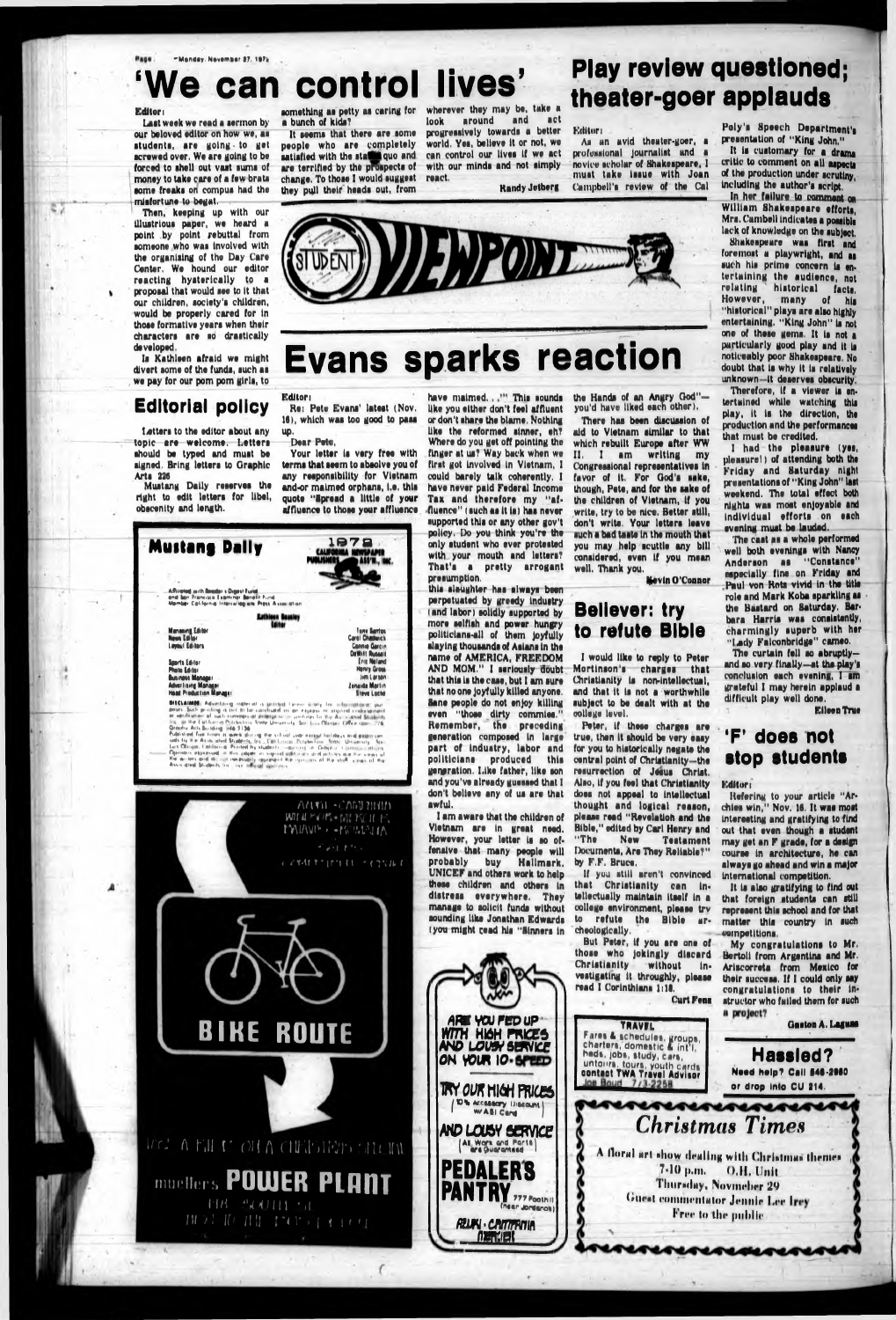# 'We can control lives'

Editor:

Last week we read a sermon by our beloved editor on how we, as students, are going to get screwed over. We are going to be forced to shell out vast sums of money to take care of a few brats some freaks on campus had the misfortune to begat.

Then, keeping up with our illustrious paper, we heard a point by point rebuttal from someone who was involved with the organizing of the Day Care Center. We found our editor reacting hysterically to a proposal that would see to it that our children, society's children, would be properly cared for in those formative years when their characters are so drastically developed.

Is Kathleen afraid we might divert some of the funds, such as we pay for our pom pom girls, to something as petty as caring for a bunch of kids?

It seems that there are some people who are completely satisfied with the status quo and are terrified by the prospects of change. To those I would suggest they pull their heads out, from wherever they may be, take a look around and act progressively towards a better world. Yes, believe it or not, we can control our lives if we act with our minds and not simply react.

Randy Jetberg

## Editorial policy

Letters to the editor about any topic are welcome. Letters should be typed and must be signed. Bring letters to Graphic Arts 226.

Mustang Daily reserves the right to edit letters for libel, obscenity and length.

# Play review questioned; theater-goer applauds

Editor:

As an avid theater-goer, a professional journalist and a novice scholar of Shakespeare, I must take issue with Joan Campbell's review of the Cal Poly's Speech Department's presentation of "King John."

It is customary for a drama critic to comment on all aspects of the production under scrutiny, including the author's script.

In her failure to comment on William Shakespeare efforts, Mrs. Cambell indicates a possible lack of knowledge on the subject.

Shakespeare was first and foremost a playwright, and as such his prime concern is entertaining the audience, not relating historical facts. However, many of his "historical" plays are also highly entertaining. "King John" is not one of these gems. It is not a particularly good play and it is noticeably poor Shakespeare. No doubt that is why it is relatively unknown—it deserves obscurity.

Therefore, if a viewer is entertained while watching this play, it is the direction, the production and the performances that must be credited.

I had the pleasure (yes, pleasure!) of attending both the Friday and Saturday night presentations of "King John" last weekend. The total effect both nights was most enjoyable and individual efforts on each evening must be lauded.

The cast as a whole performed well both evenings with Nancy Anderson as "Constance" especially fine on Friday and Paul von Rots vivid in the title role and Mark Koba sparkling as the Bastard on Saturday. Barbara Harris was consistently, charmingly superb with her "Lady Falconbridge" cameo.

The curtain fell so abruptly—and so very finally—at the play's conclusion each evening. I am grateful I may herein applaud a difficult play well done.

Eileen True

# STUDENT VIEWPOINT

# Evans sparks reaction

Editor:

Re: Pete Evans' latest (Nov. 16), which was too good to pass up.

Dear Pete,

Your letter is very free with terms that seem to absolve you of any responsibility for Vietnam and-or maimed orphans, i.e. this quote "Spread a little of your affluence to those your affluence have maimed..." This sounds like you either don't feel affluent or don't share the blame. Nothing like the reformed sinner, eh? Where do you get off pointing the finger at us? Way back when we first got involved in Vietnam, I could barely talk coherently. I have never paid Federal Income Tax and therefore my "affluence" (such as it is) has never supported this or any other gov't policy. Do you think you're the only student who ever protested with your mouth and letters? That's a pretty arrogant presumption.

This slaughter has always been perpetuated by greedy industry (and labor) solidly supported by more selfish and power hungry politicians-all of them joyfully slaying thousands of Asians in the name of AMERICA, FREEDOM AND MOM." I seriously doubt that this is the case, but I am sure that no one joyfully killed anyone. Sane people do not enjoy killing even "those dirty commies." Remember, the preceding generation composed in large part of industry, labor and politicians produced this generation. Like father, like son and you've already guessed that I don't believe any of us are that awful.

I am aware that the children of Vietnam are in great need. However, your letter is so offensive that many people will probably buy Hallmark. UNICEF and others work to help these children and others in distress everywhere. They manage to solicit funds without sounding like Jonathan Edwards (you might read his "Sinners in the Hands of an Angry God"—you'd have liked each other).

There has been discussion of aid to Vietnam similar to that which rebuilt Europe after WW II. I am writing my Congressional representatives in favor of it. For God's sake, though, Pete, and for the sake of the children of Vietnam, if you write, try to be nice. Better still, don't write. Your letters leave such a bad taste in the mouth that you may help scuttle any bill considered, even if you mean well. Thank you.

Kevin O'Connor

## Believer: try to refute Bible

I would like to reply to Peter Mortinson's charges that Christianity is non-intellectual, and that it is not a worthwhile subject to be dealt with at the college level.

Peter, if these charges are true, then it should be very easy for you to historically negate the central point of Christianity—the resurrection of Jesus Christ. Also, if you feel that Christianity does not appeal to intellectual thought and logical reason, please read "Revelation and the Bible," edited by Carl Henry and "The New Testament Documents, Are They Reliable?" by F.F. Bruce.

If you still aren't convinced that Christianity can intellectually maintain itself in a college environment, please try to refute the Bible archeologically.

But Peter, if you are one of those who jokingly discard Christianity without investigating it throughly, please read I Corinthians 1:18.

Curt Fens

## 'F' does not stop students

Editor:

Refering to your article "Archies win," Nov. 16. It was most interesting and gratifying to find out that even though a student may get an F grade, for a design course in architecture, he can always go ahead and win a major international competition.

It is also gratifying to find out that foreign students can still represent this school and for that matter this country in such competitions.

My congratulations to Mr. Bertoli from Argentina and Mr. Ariscorreta from Mexico for their success. If I could only say congratulations to their instructor who failed them for such a project?

Gaston A. Laguna

---

**Mustang Daily**

1973 California Newspaper Publishers Ass'n., Inc.

Affiliated with Reader's Digest Fund and San Francisco Examiner Benefit Fund. Member California Intercollegiate Press Association

Kathleen Beasley, Editor

| | |
|---|---|
| Managing Editor | Tony Barrios |
| News Editor | Carol Chadwick |
| Layout Editors | Connie Garcia |
| | DeWitt Russell |
| Sports Editor | Eric Noland |
| Photo Editor | Henry Grosz |
| Business Manager | Jim Larson |
| Advertising Manager | Jonalda Martin |
| Head Production Manager | Steve Locke |

---

**BIKE ROUTE**

muellers POWER PLANT

---

ARE YOU FED UP WITH HIGH PRICES AND LOUSY SERVICE ON YOUR 10-SPEED

TRY OUR HIGH PRICES (10% Accessory Discount WASI Card)

AND LOUSY SERVICE (All Work and Parts are Guaranteed)

PEDALERS PANTRY 777 Foothill (near Jordanos)

---

**TRAVEL**

Fares & schedules, groups, charters, domestic & int'l, hotels, jobs, study, cars, untours, tours, youth cards. contact TWA Travel Advisor Joe Boud 773-2258

---

**Hassled?**

Need help? Call 546-2980 or drop into CU 214.

---

*Christmas Times*

A floral art show dealing with Christmas themes

7-10 p.m. O.H. Unit

Thursday, November 29

Guest commentator Jennie Lee Irey

Free to the public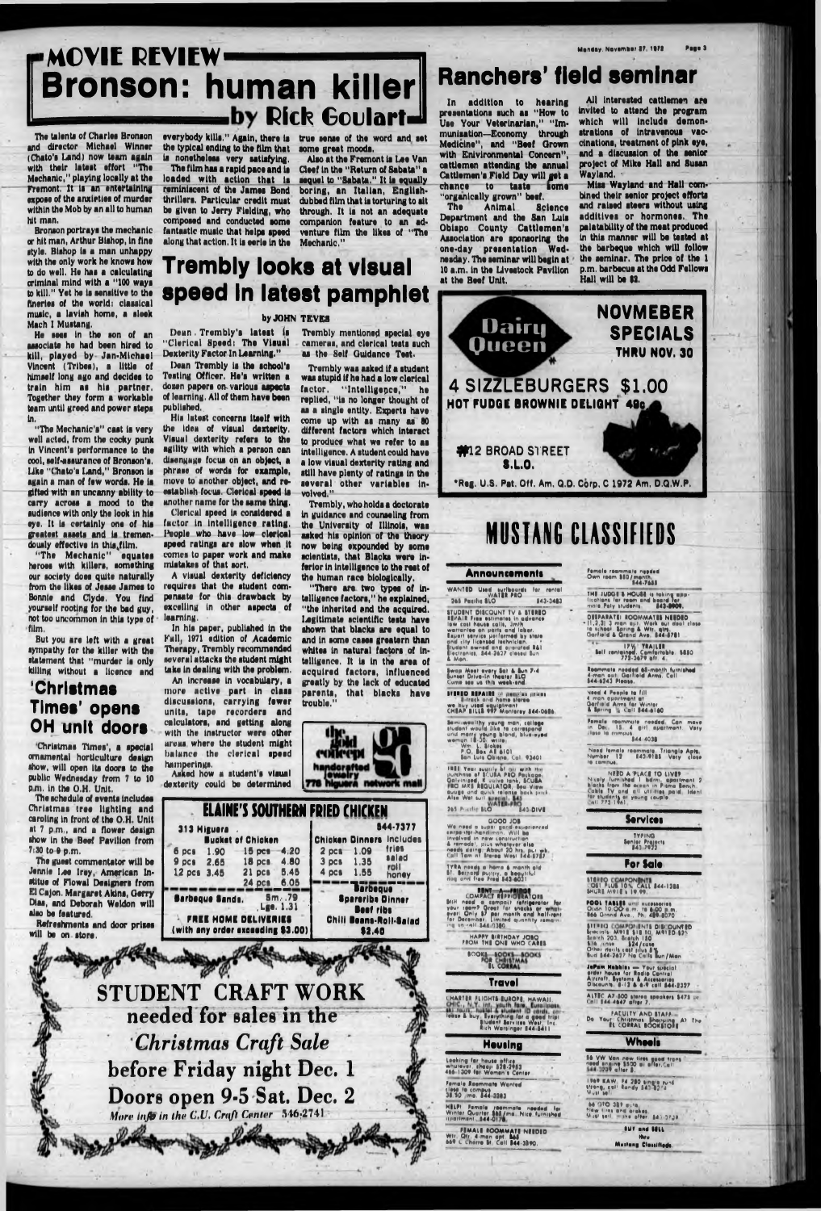# MOVIE REVIEW

## Bronson: human killer

### by Rick Goulart

The talents of Charles Bronson and director Michael Winner (Chato's Land) now team again with their latest effort "The Mechanic," playing locally at the Fremont. It is an entertaining expose of the anxieties of murder within the Mob by an all to human hit man.

Bronson portrays the mechanic or hit man, Arthur Bishop, in fine style. Bishop is a man unhappy with the only work he knows how to do well. He has a calculating criminal mind with a "100 ways to kill." Yet he is sensitive to the fineries of the world: classical music, a lavish home, a sleek Mach I Mustang.

He sees in the son of an associate he had been hired to kill, played by Jan-Michael Vincent (Tribes), a little of himself long ago and decides to train him as his partner. Together they form a workable team until greed and power steps in.

"The Mechanic's" cast is very well acted, from the cocky punk in Vincent's performance to the cool, self-assurance of Bronson's. Like "Chato's Land," Bronson is again a man of few words. He is gifted with an uncanny ability to carry across a mood to the audience with only the look in his eye. It is certainly one of his greatest assets and is tremendously effective in this film.

"The Mechanic" equates heroes with killers, something our society does quite naturally from the likes of Jesse James to Bonnie and Clyde. You find yourself rooting for the bad guy, not too uncommon in this type of film.

But you are left with a great sympathy for the killer with the statement that "murder is only killing without a licence and everybody kills." Again, there is the typical ending to the film that is nonetheless very satisfying.

The film has a rapid pace and is loaded with action that is reminiscent of the James Bond thrillers. Particular credit must be given to Jerry Fielding, who composed and conducted some fantastic music that helps speed along that action. It is eerie in the true sense of the word and set some great moods.

Also at the Fremont is Lee Van Cleef in the "Return of Sabata" a sequel to "Sabata." It is equally boring, an Italian, English-dubbed film that is torturing to sit through. It is not an adequate companion feature to an adventure film the likes of "The Mechanic."

## 'Christmas Times' opens OH unit doors

'Christmas Times', a special ornamental horticulture design show, will open its doors to the public Wednesday from 7 to 10 p.m. in the O.H. Unit.

The schedule of events includes Christmas tree lighting and caroling in front of the O.H. Unit at 7 p.m., and a flower design show in the Beef Pavilion from 7:30 to 9 p.m.

The guest commentator will be Jennie Lee Irey, American Institute of Flowal Designers from El Cajon. Margaret Akins, Gerry Diaz, and Deborah Weldon will also be featured.

Refreshments and door prizes will be on store.

## Trembly looks at visual speed in latest pamphlet

by JOHN TEVES

Dean Trembly's latest is "Clerical Speed: The Visual Dexterity Factor In Learning."

Dean Trembly is the school's Testing Officer. He's written a dozen papers on various aspects of learning. All of them have been published.

His latest concerns itself with the idea of visual dexterity. Visual dexterity refers to the agility with which a person can disengage focus on an object, a phrase of words for example, move to another object, and re-establish focus. Clerical speed is another name for the same thing.

Clerical speed is considered a factor in intelligence rating. People who have low clerical speed ratings are slow when it comes to paper work and make mistakes of that sort.

A visual dexterity deficiency requires that the student compensate for this drawback by excelling in other aspects of learning.

In his paper, published in the Fall, 1971 edition of Academic Therapy, Trembly recommended several attacks the student might take in dealing with the problem.

An increase in vocabulary, a more active part in class discussions, carrying fewer units, tape recorders and calculators, and getting along with the instructor were other areas where the student might balance the clerical speed hamperings.

Asked how a student's visual dexterity could be determined Trembly mentioned special eye cameras, and clerical tests such as the Self Guidance Test.

Trembly was asked if a student was stupid if he had a low clerical factor. "Intelligence," he replied, "is no longer thought of as a single entity. Experts have come up with as many as 80 different factors which interact to produce what we refer to as intelligence. A student could have a low visual dexterity rating and still have plenty of ratings in the several other variables involved."

Trembly, who holds a doctorate in guidance and counseling from the University of Illinois, was asked his opinion of the theory now being expounded by some scientists, that Blacks were inferior in intelligence to the rest of the human race biologically.

"There are two types of intelligence factors," he explained, "the inherited and the acquired. Legitimate scientific tests have shown that blacks are equal to and in some cases greatern than whites in natural factors of intelligence. It is in the area of acquired factors, influenced greatly by the lack of educated parents, that blacks have trouble."

## Ranchers' field seminar

In addition to hearing presentations such as "How to Use Your Veterinarian," "Immunisation—Economy through Medicine", and "Beef Grown with Environmental Concern", cattlemen attending the annual Cattlemen's Field Day will get a chance to taste some "organically grown" beef.

The Animal Science Department and the San Luis Obispo County Cattlemen's Association are sponsoring the one-day presentation Wednesday. The seminar will begin at 10 a.m. in the Livestock Pavilion at the Beef Unit.

All interested cattlemen are invited to attend the program which will include demonstrations of intravenous vaccinations, treatment of pink eye, and a discussion of the senior project of Mike Hall and Susan Wayland.

Miss Wayland and Hall combined their senior project efforts and raised steers without using additives or hormones. The palatability of the meat produced in this manner will be tested at the barbeque which will follow the seminar. The price of the 1 p.m. barbecue at the Odd Fellows Hall will be $2.

**Dairy Queen**

**NOVMEBER SPECIALS THRU NOV. 30**

4 SIZZLEBURGERS $1.00

HOT FUDGE BROWNIE DELIGHT 49c

#12 BROAD STREET S.L.O.

*Reg. U.S. Pat. Off. Am. D.Q. Corp. C 1972 Am. D.Q.W.P.

**the gold concept** handcrafted jewelry 776 higuera network mall

## ELAINE'S SOUTHERN FRIED CHICKEN

313 Higuera — 544-7377

| Bucket of Chicken | | | | Chicken Dinners Includes | |
|---|---|---|---|---|---|
| 6 pcs | 1.90 | 15 pcs | 4.20 | 2 pcs | 1.09 |
| 9 pcs | 2.65 | 18 pcs | 4.80 | 3 pcs | 1.35 |
| 12 pcs | 3.45 | 21 pcs | 5.45 | 4 pcs | 1.55 |
| | | 24 pcs | 6.05 | | |

fries, salad, roll, honey

Barbeque Sands. Sm. .79 Lge. 1.31

Barbeque: Spareribs Dinner, Beef ribs, Chili Beans-Roll-Salad $2.40

FREE HOME DELIVERIES (with any order exceeding $3.00)

**STUDENT CRAFT WORK needed for sales in the *Christmas Craft Sale* before Friday night Dec. 1**

**Doors open 9-5 Sat. Dec. 2**

*More info in the C.U. Craft Center 546-2741*

# MUSTANG CLASSIFIEDS

## Announcements

WANTED Used surfboards for rental WATER PRO 265 Pacific SLO 543-3483

STUDENT DISCOUNT TV & STEREO REPAIR Free estimates in advance low cost house calls, 3mth warrantee on parts and labor. Expert service performed by state and city licensed technician. Student owned and operated R&I Electronics, 544-2327 (ask for) Sun & Mon.

Swap Meet every Sat & Sun 7-4 Sunset Drive-In theater SLO Come see us this week-end.

STEREO REPAIRS on complex stereo 8-track and home stereo we buy used equipment CHEAP BILLS 997 Monterey 544-0686

Semi-wealthy young man, college student would like to correspond and marry young blond, blue-eyed woman 18-30, write: Wm. L. Bloke P.O. Box AS 6101 San Luis Obispo, Cal. 93401

FREE You supply air with the purchase of SCUBA PRO Package. Galvinised, K valve tank, SCUBA PRO MK5 REGULATOR, Sea View guage and quick release back pack Also 16th suit special. $45 WATER PRO 265 Pacific SLO 543-DIVE

GOOD JOB We need a super good experienced carpenter-handyman. Will be involved in new construction & remodel, plus whatever else needs doing. About 20 hrs. per wk. Call Tom at Stereo West 544-2727

TYRA needs a home & month old St. Bernard puppy, a beautiful dog and free Fred 543-4021

RENT-A-FRIDGE COMPACT REFRIGERATORS Still need a compact refrigerator for your room? Great for snacks or whatever! Only $7 per month and half-rent for December. Limited quantity remaining. In-call 544-0380

HAPPY BIRTHDAY JOBO FROM THE ONE WHO CARES

BOOKS...BOOKS...BOOKS FOR CHRISTMAS EL CORRAL

## Travel

CHARTER FLIGHTS EUROPE, HAWAII, ORIENT, I.D. int. youth fare, Eurailpass, ski tours, hostel & student ID cards, carlease & buy. Everything for a good trip! Student Services West, Inc. Rich Worsinger 544-5411

## Housing

Looking for house office whatever, shoot 528-2983 466-1309 for Women's Center

Female Roommate Wanted close to campus 58.50 /mo. 544-2383

HELP! Female roommate needed for Winter Quarter $68/mo. Nice furnished apartment. 544-0176

FEMALE ROOMMATE NEEDED Win. Qtr. 4-man apt. $65 669 C Cherro St. Call 544-3890.

Female roommate needed Own room $80/month 544-7688

THE JUDGE S HOUSE is taking applications for room and board for male Poly students 543-8909.

DESPARATE! ROOMMATES NEEDED (1,2,3) 2 man apt. Work out deal close to school Spring & Wtr. qtrs. Garfield & Grand Ave. 544-0781

17½' TRAILER Self contained, Comfortable. $850 772-3679 aft. 4.

Roommate needed 6-month furnished 4-man apt. Garfield Arms, Call 544-6343 Please.

Need 4 People to fill 4 man apartment at Garfield Arms for Winter & Spring ½ Call 544-6180

Female roommate needed. Can move in Dec. 15. 4 girl apartment. Very close to campus 544-4038

Need female roommate. Triangle Apts. Number 12 543-9188 Very close to campus.

NEED A PLACE TO LIVE? Nicely furnished 1 bdrm. apartment 2 blocks from the ocean in Pismo Beach. Cable TV and all utilities paid. Ideal for students or young couple Call 773-1661.

## Services

TYPING Senior Projects 543-7972

## For Sale

STEREO COMPONENTS COST PLUS 10% CALL 544-1288 SHURE M91E's 19.99.

POOL TABLES and accessories Open 10:00 a.m. to 6:00 p.m. 866 Grand Ave. Ph. 489-8070

STEREO COMPONENTS DISCOUNTED Specials: M91E $18.50, M91ED $21 Scotch 203, Scotch 150 $36 /case $24/case Other items cost plus 5% Bud 544-2627 No Calls Sun/Mon

JoPam Hobbies — Your special order house for Radio Control Aircraft, Systems & Accessories Discounts. 6-12 & 6-9 call 544-2327

ALTEC A7-500 stereo speakers $475 pr. Call 544-4647 after 5.

FACULTY AND STAFF — Do Your Christmas Shopping At The EL CORRAL BOOKSTORE

## Wheels

55 VW Van new tires good trans need engine $500 or offer. Call 544-3209 after 5.

1969 KAW. 74 250 single cyl strong, call Randy 543-8274 Must sell

66 GTO 389 auto. New tires and brakes. Must sell, make offer 541-3738

BUY and SELL thru Mustang Classifieds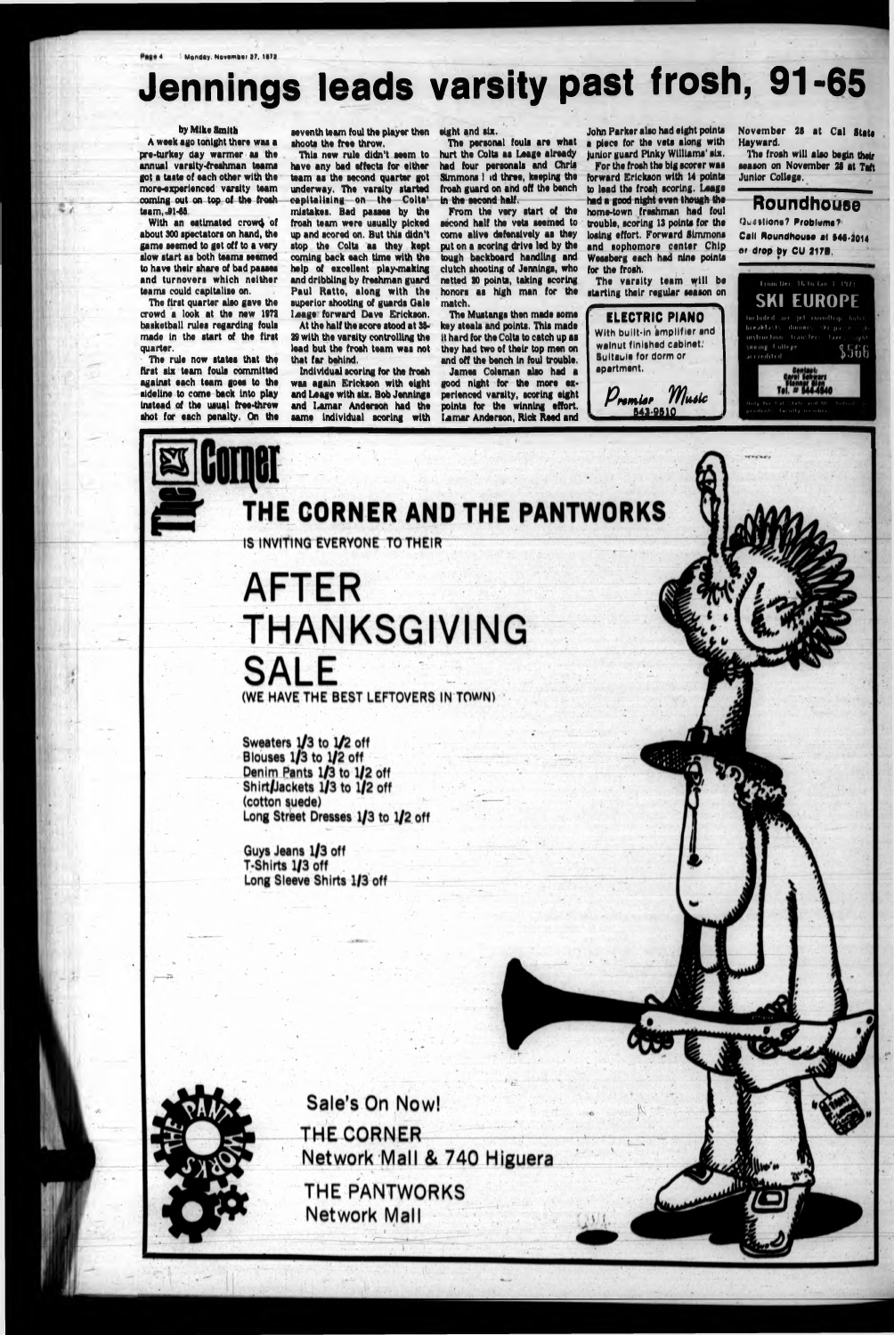# Jennings leads varsity past frosh, 91-65

by Mike Smith

A week ago tonight there was a pre-turkey day warmer as the annual varsity-freshman teams got a taste of each other with the more-experienced varsity team coming out on top of the frosh team, 91-65.

With an estimated crowd of about 300 spectators on hand, the game seemed to get off to a very slow start as both teams seemed to have their share of bad passes and turnovers which neither teams could capitalize on.

The first quarter also gave the crowd a look at the new 1972 basketball rules regarding fouls made in the start of the first quarter.

The rule now states that the first six team fouls committed against each team goes to the sideline to come back into play instead of the usual free-throw shot for each penalty. On the seventh team foul the player then shoots the free throw.

This new rule didn't seem to have any bad effects for either team as the second quarter got underway. The varsity started capitalizing on the Colts' mistakes. Bad passes by the frosh team were usually picked up and scored on. But this didn't stop the Colts as they kept coming back each time with the help of excellent play-making and dribbling by freshman guard Paul Ratto, along with the superior shooting of guards Gale Leage forward Dave Erickson.

At the half the score stood at 35-39 with the varsity controlling the lead but the frosh team was not that far behind.

Individual scoring for the frosh was again Erickson with eight and Leage with six. Bob Jennings and Lamar Anderson had the same individual scoring with eight and six.

The personal fouls are what hurt the Colts as Leage already had four personals and Chris Simmons had three, keeping the frosh guard on and off the bench in the second half.

From the very start of the second half the vets seemed to come alive defensively as they put on a scoring drive led by the tough backboard handling and clutch shooting of Jennings, who netted 20 points, taking scoring honors as high man for the match.

The Mustangs then made some key steals and points. This made it hard for the Colts to catch up as they had two of their top men on and off the bench in foul trouble.

James Coleman also had a good night for the more experienced varsity, scoring eight points for the winning effort. Lamar Anderson, Rick Reed and John Parker also had eight points a piece for the vets along with junior guard Pinky Williams' six.

For the frosh the big scorer was forward Erickson with 14 points to lead the frosh scoring. Leage had a good night even though the home-town freshman had foul trouble, scoring 13 points for the losing effort. Forward Simmons and sophomore center Chip Wessberg each had nine points for the frosh.

The varsity team will be starting their regular season on November 28 at Cal State Hayward.

The frosh will also begin their season on November 28 at Taft Junior College.

**ELECTRIC PIANO**

With built-in amplifier and walnut finished cabinet. Suitable for dorm or apartment.

Premier Music
543-9510

## Roundhouse

Questions? Problems? Call Roundhouse at 546-2014 or drop by CU 217B.

**SKI EUROPE**

$566

## THE CORNER AND THE PANTWORKS

IS INVITING EVERYONE TO THEIR

# AFTER THANKSGIVING SALE

(WE HAVE THE BEST LEFTOVERS IN TOWN)

Sweaters 1/3 to 1/2 off
Blouses 1/3 to 1/2 off
Denim Pants 1/3 to 1/2 off
Shirt/Jackets 1/3 to 1/2 off
(cotton suede)
Long Street Dresses 1/3 to 1/2 off

Guys Jeans 1/3 off
T-Shirts 1/3 off
Long Sleeve Shirts 1/3 off

Sale's On Now!

THE CORNER
Network Mall & 740 Higuera

THE PANTWORKS
Network Mall